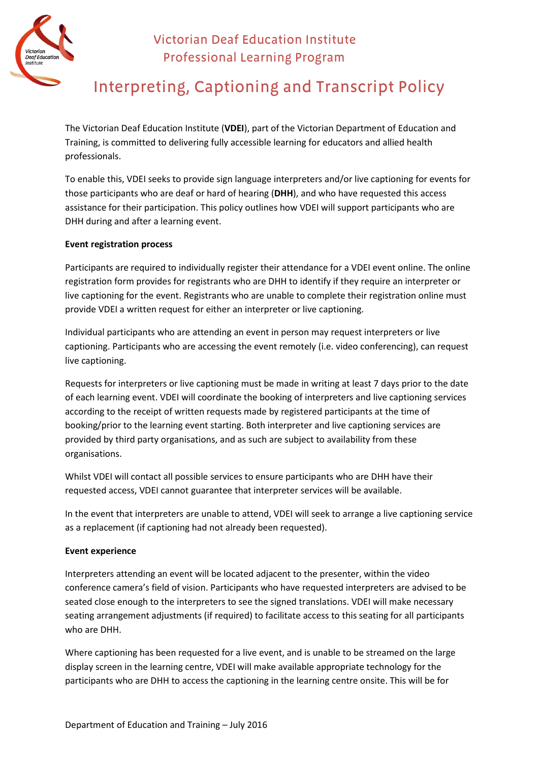# Victorian Deaf Education Institute
## Professional Learning Program

# Interpreting, Captioning and Transcript Policy

The Victorian Deaf Education Institute (**VDEI**), part of the Victorian Department of Education and Training, is committed to delivering fully accessible learning for educators and allied health professionals.

To enable this, VDEI seeks to provide sign language interpreters and/or live captioning for events for those participants who are deaf or hard of hearing (**DHH**), and who have requested this access assistance for their participation. This policy outlines how VDEI will support participants who are DHH during and after a learning event.

**Event registration process**

Participants are required to individually register their attendance for a VDEI event online. The online registration form provides for registrants who are DHH to identify if they require an interpreter or live captioning for the event. Registrants who are unable to complete their registration online must provide VDEI a written request for either an interpreter or live captioning.

Individual participants who are attending an event in person may request interpreters or live captioning. Participants who are accessing the event remotely (i.e. video conferencing), can request live captioning.

Requests for interpreters or live captioning must be made in writing at least 7 days prior to the date of each learning event. VDEI will coordinate the booking of interpreters and live captioning services according to the receipt of written requests made by registered participants at the time of booking/prior to the learning event starting. Both interpreter and live captioning services are provided by third party organisations, and as such are subject to availability from these organisations.

Whilst VDEI will contact all possible services to ensure participants who are DHH have their requested access, VDEI cannot guarantee that interpreter services will be available.

In the event that interpreters are unable to attend, VDEI will seek to arrange a live captioning service as a replacement (if captioning had not already been requested).

**Event experience**

Interpreters attending an event will be located adjacent to the presenter, within the video conference camera's field of vision. Participants who have requested interpreters are advised to be seated close enough to the interpreters to see the signed translations. VDEI will make necessary seating arrangement adjustments (if required) to facilitate access to this seating for all participants who are DHH.

Where captioning has been requested for a live event, and is unable to be streamed on the large display screen in the learning centre, VDEI will make available appropriate technology for the participants who are DHH to access the captioning in the learning centre onsite. This will be for

Department of Education and Training – July 2016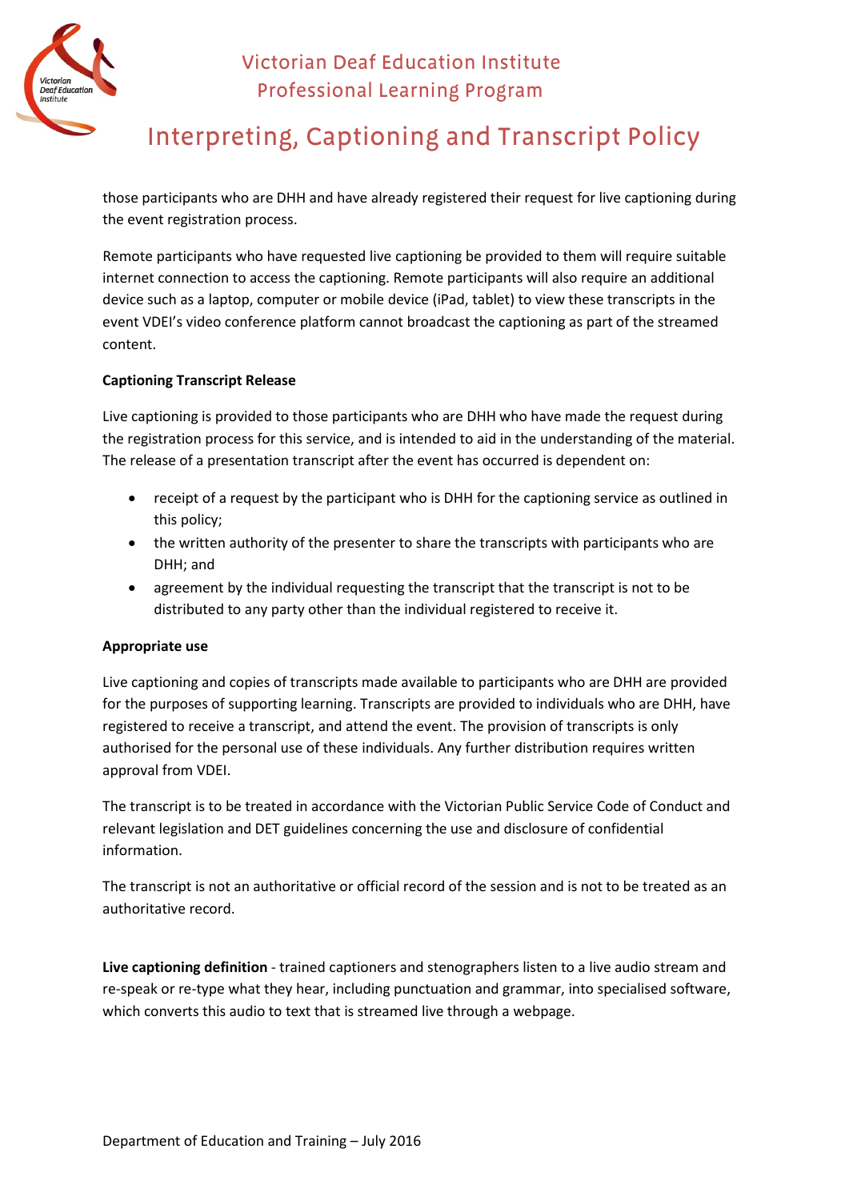those participants who are DHH and have already registered their request for live captioning during the event registration process.

Remote participants who have requested live captioning be provided to them will require suitable internet connection to access the captioning. Remote participants will also require an additional device such as a laptop, computer or mobile device (iPad, tablet) to view these transcripts in the event VDEI's video conference platform cannot broadcast the captioning as part of the streamed content.

**Captioning Transcript Release**

Live captioning is provided to those participants who are DHH who have made the request during the registration process for this service, and is intended to aid in the understanding of the material. The release of a presentation transcript after the event has occurred is dependent on:

- receipt of a request by the participant who is DHH for the captioning service as outlined in this policy;
- the written authority of the presenter to share the transcripts with participants who are DHH; and
- agreement by the individual requesting the transcript that the transcript is not to be distributed to any party other than the individual registered to receive it.

**Appropriate use**

Live captioning and copies of transcripts made available to participants who are DHH are provided for the purposes of supporting learning. Transcripts are provided to individuals who are DHH, have registered to receive a transcript, and attend the event. The provision of transcripts is only authorised for the personal use of these individuals. Any further distribution requires written approval from VDEI.

The transcript is to be treated in accordance with the Victorian Public Service Code of Conduct and relevant legislation and DET guidelines concerning the use and disclosure of confidential information.

The transcript is not an authoritative or official record of the session and is not to be treated as an authoritative record.

**Live captioning definition** - trained captioners and stenographers listen to a live audio stream and re-speak or re-type what they hear, including punctuation and grammar, into specialised software, which converts this audio to text that is streamed live through a webpage.

Department of Education and Training – July 2016